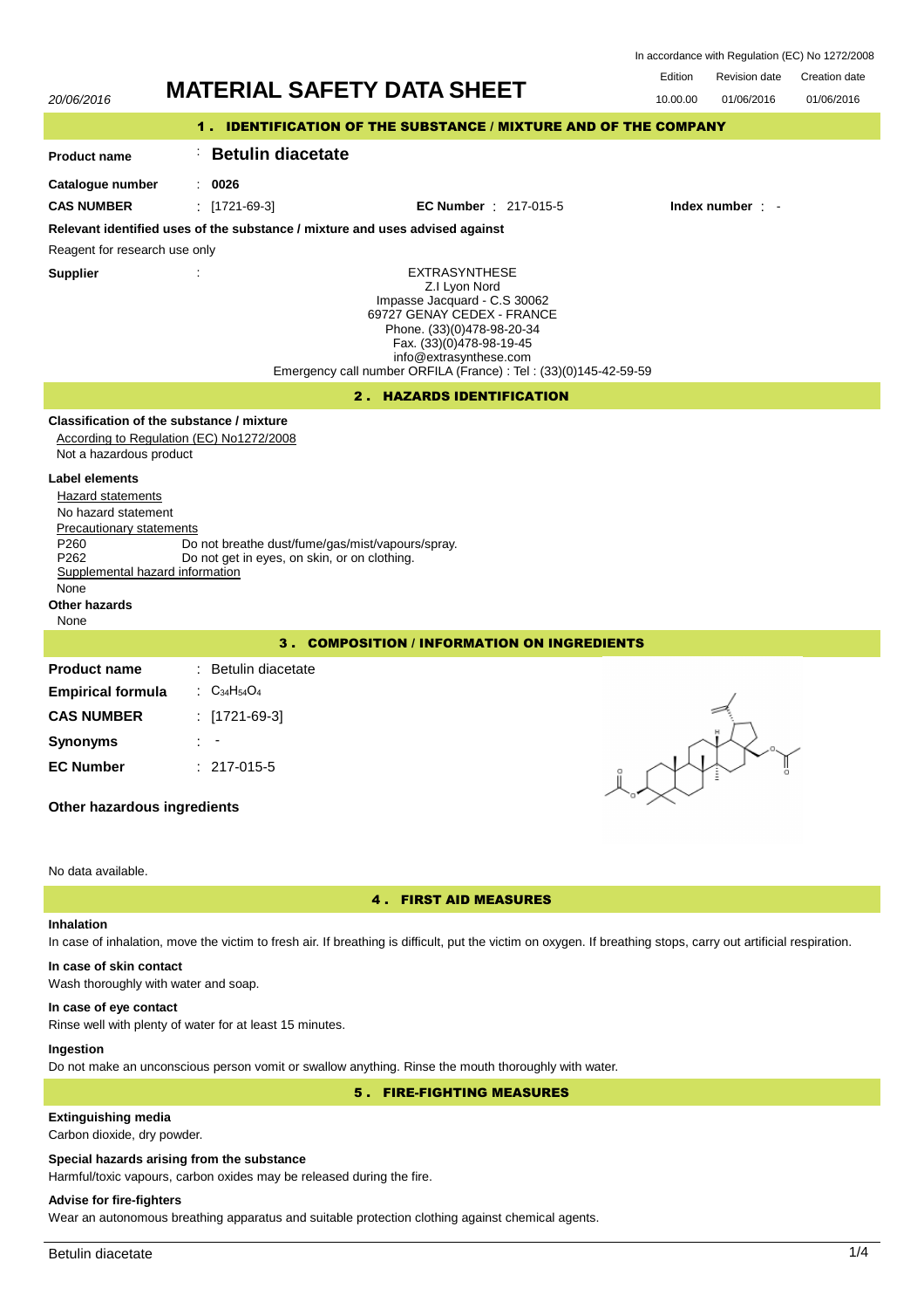In accordance with Regulation (EC) No 1272/2008

20/06/2016

# MATERIAL SAFETY DATA SHEET

| Edition | Revision date | Creation date |
|---|---|---|
| 10.00.00 | 01/06/2016 | 01/06/2016 |

## 1 . IDENTIFICATION OF THE SUBSTANCE / MIXTURE AND OF THE COMPANY

**Product name** : **Betulin diacetate**

**Catalogue number** : **0026**

**CAS NUMBER** : [1721-69-3] **EC Number** : 217-015-5 **Index number** : -

**Relevant identified uses of the substance / mixture and uses advised against**

Reagent for research use only

**Supplier** :

EXTRASYNTHESE
Z.I Lyon Nord
Impasse Jacquard - C.S 30062
69727 GENAY CEDEX - FRANCE
Phone. (33)(0)478-98-20-34
Fax. (33)(0)478-98-19-45
info@extrasynthese.com
Emergency call number ORFILA (France) : Tel : (33)(0)145-42-59-59

## 2 . HAZARDS IDENTIFICATION

**Classification of the substance / mixture**

According to Regulation (EC) No1272/2008

Not a hazardous product

**Label elements**

Hazard statements

No hazard statement

Precautionary statements

P260 Do not breathe dust/fume/gas/mist/vapours/spray.
P262 Do not get in eyes, on skin, or on clothing.

Supplemental hazard information

None

**Other hazards**

None

## 3 . COMPOSITION / INFORMATION ON INGREDIENTS

**Product name** : Betulin diacetate

**Empirical formula** : $C_{34}H_{54}O_4$

**CAS NUMBER** : [1721-69-3]

**Synonyms** : -

**EC Number** : 217-015-5

**Other hazardous ingredients**

No data available.

## 4 . FIRST AID MEASURES

**Inhalation**

In case of inhalation, move the victim to fresh air. If breathing is difficult, put the victim on oxygen. If breathing stops, carry out artificial respiration.

**In case of skin contact**

Wash thoroughly with water and soap.

**In case of eye contact**

Rinse well with plenty of water for at least 15 minutes.

**Ingestion**

Do not make an unconscious person vomit or swallow anything. Rinse the mouth thoroughly with water.

## 5 . FIRE-FIGHTING MEASURES

**Extinguishing media**

Carbon dioxide, dry powder.

**Special hazards arising from the substance**

Harmful/toxic vapours, carbon oxides may be released during the fire.

**Advise for fire-fighters**

Wear an autonomous breathing apparatus and suitable protection clothing against chemical agents.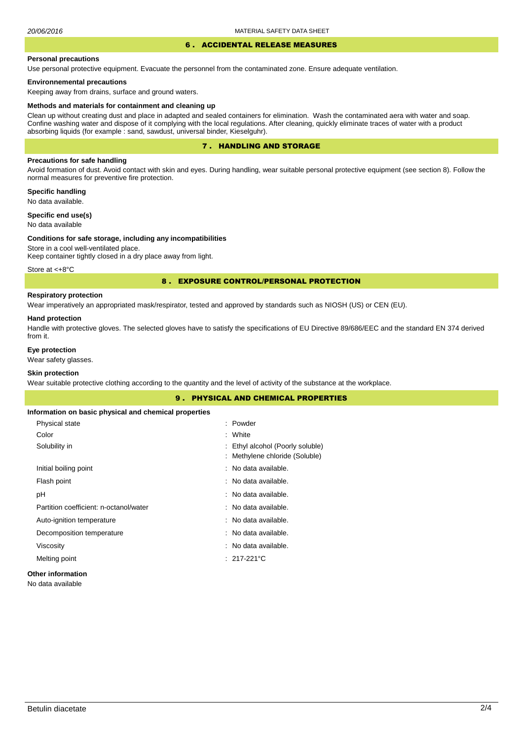## 6 . ACCIDENTAL RELEASE MEASURES

**Personal precautions**

Use personal protective equipment. Evacuate the personnel from the contaminated zone. Ensure adequate ventilation.

**Environnemental precautions**

Keeping away from drains, surface and ground waters.

**Methods and materials for containment and cleaning up**

Clean up without creating dust and place in adapted and sealed containers for elimination. Wash the contaminated aera with water and soap. Confine washing water and dispose of it complying with the local regulations. After cleaning, quickly eliminate traces of water with a product absorbing liquids (for example : sand, sawdust, universal binder, Kieselguhr).

## 7 . HANDLING AND STORAGE

**Precautions for safe handling**

Avoid formation of dust. Avoid contact with skin and eyes. During handling, wear suitable personal protective equipment (see section 8). Follow the normal measures for preventive fire protection.

**Specific handling**

No data available.

**Specific end use(s)**

No data available

**Conditions for safe storage, including any incompatibilities**

Store in a cool well-ventilated place.
Keep container tightly closed in a dry place away from light.

Store at <+8°C

## 8 . EXPOSURE CONTROL/PERSONAL PROTECTION

**Respiratory protection**

Wear imperatively an appropriated mask/respirator, tested and approved by standards such as NIOSH (US) or CEN (EU).

**Hand protection**

Handle with protective gloves. The selected gloves have to satisfy the specifications of EU Directive 89/686/EEC and the standard EN 374 derived from it.

**Eye protection**

Wear safety glasses.

**Skin protection**

Wear suitable protective clothing according to the quantity and the level of activity of the substance at the workplace.

## 9 . PHYSICAL AND CHEMICAL PROPERTIES

**Information on basic physical and chemical properties**

| | |
|---|---|
| Physical state | : Powder |
| Color | : White |
| Solubility in | : Ethyl alcohol (Poorly soluble) |
| | : Methylene chloride (Soluble) |
| Initial boiling point | : No data available. |
| Flash point | : No data available. |
| pH | : No data available. |
| Partition coefficient: n-octanol/water | : No data available. |
| Auto-ignition temperature | : No data available. |
| Decomposition temperature | : No data available. |
| Viscosity | : No data available. |
| Melting point | : 217-221°C |

**Other information**

No data available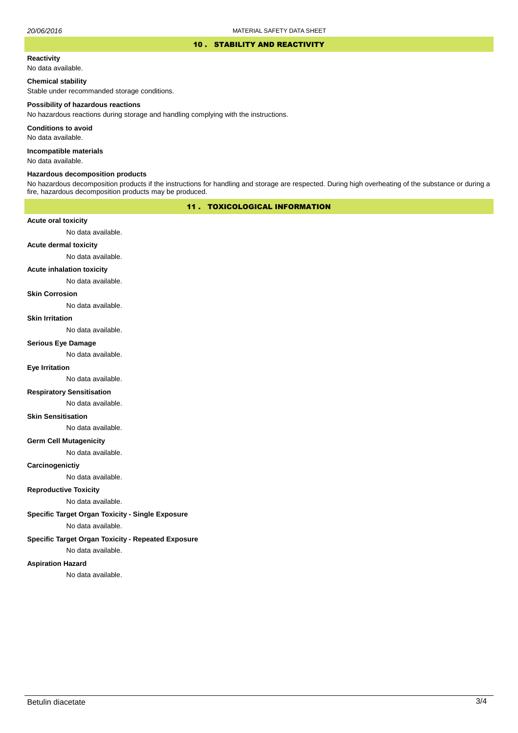## 10 . STABILITY AND REACTIVITY

**Reactivity**

No data available.

**Chemical stability**

Stable under recommanded storage conditions.

**Possibility of hazardous reactions**

No hazardous reactions during storage and handling complying with the instructions.

**Conditions to avoid**

No data available.

**Incompatible materials**

No data available.

**Hazardous decomposition products**

No hazardous decomposition products if the instructions for handling and storage are respected. During high overheating of the substance or during a fire, hazardous decomposition products may be produced.

## 11 . TOXICOLOGICAL INFORMATION

**Acute oral toxicity**

No data available.

**Acute dermal toxicity**

No data available.

**Acute inhalation toxicity**

No data available.

**Skin Corrosion**

No data available.

**Skin Irritation**

No data available.

**Serious Eye Damage**

No data available.

**Eye Irritation**

No data available.

**Respiratory Sensitisation**

No data available.

**Skin Sensitisation**

No data available.

**Germ Cell Mutagenicity**

No data available.

**Carcinogenictiy**

No data available.

**Reproductive Toxicity**

No data available.

**Specific Target Organ Toxicity - Single Exposure**

No data available.

**Specific Target Organ Toxicity - Repeated Exposure**

No data available.

**Aspiration Hazard**

No data available.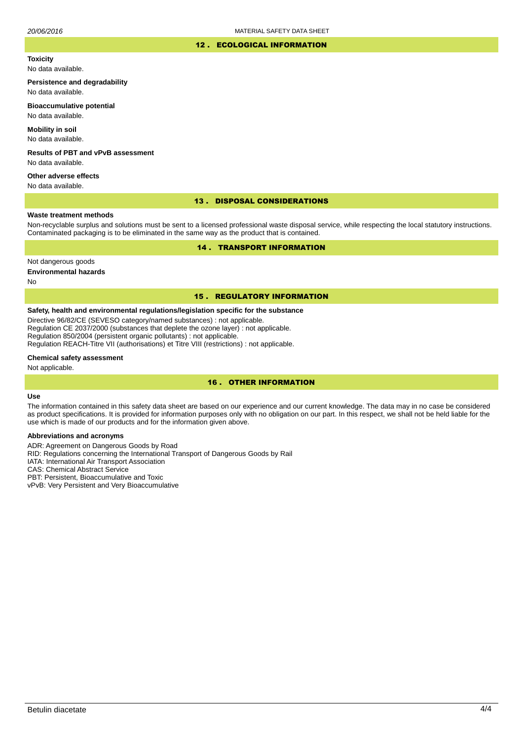## 12 . ECOLOGICAL INFORMATION

**Toxicity**

No data available.

**Persistence and degradability**

No data available.

**Bioaccumulative potential**

No data available.

**Mobility in soil**

No data available.

**Results of PBT and vPvB assessment**

No data available.

**Other adverse effects**

No data available.

## 13 . DISPOSAL CONSIDERATIONS

**Waste treatment methods**

Non-recyclable surplus and solutions must be sent to a licensed professional waste disposal service, while respecting the local statutory instructions. Contaminated packaging is to be eliminated in the same way as the product that is contained.

## 14 . TRANSPORT INFORMATION

Not dangerous goods

**Environmental hazards**

No

## 15 . REGULATORY INFORMATION

**Safety, health and environmental regulations/legislation specific for the substance**

Directive 96/82/CE (SEVESO category/named substances) : not applicable.
Regulation CE 2037/2000 (substances that deplete the ozone layer) : not applicable.
Regulation 850/2004 (persistent organic pollutants) : not applicable.
Regulation REACH-Titre VII (authorisations) et Titre VIII (restrictions) : not applicable.

**Chemical safety assessment**

Not applicable.

## 16 . OTHER INFORMATION

**Use**

The information contained in this safety data sheet are based on our experience and our current knowledge. The data may in no case be considered as product specifications. It is provided for information purposes only with no obligation on our part. In this respect, we shall not be held liable for the use which is made of our products and for the information given above.

**Abbreviations and acronyms**

ADR: Agreement on Dangerous Goods by Road
RID: Regulations concerning the International Transport of Dangerous Goods by Rail
IATA: International Air Transport Association
CAS: Chemical Abstract Service
PBT: Persistent, Bioaccumulative and Toxic
vPvB: Very Persistent and Very Bioaccumulative